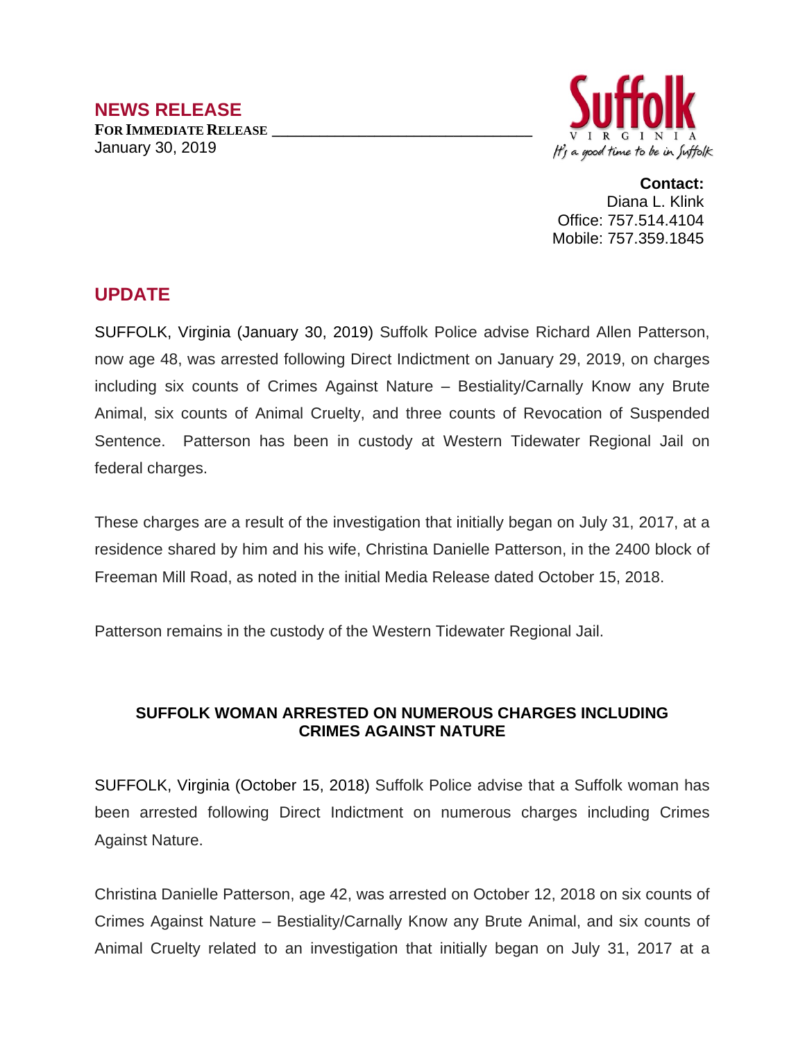# NEWS RELEASE

**FOR IMMEDIATE RELEASE**
January 30, 2019

Suffolk
VIRGINIA
It's a good time to be in Suffolk

**Contact:**
Diana L. Klink
Office: 757.514.4104
Mobile: 757.359.1845

## UPDATE

SUFFOLK, Virginia (January 30, 2019) Suffolk Police advise Richard Allen Patterson, now age 48, was arrested following Direct Indictment on January 29, 2019, on charges including six counts of Crimes Against Nature – Bestiality/Carnally Know any Brute Animal, six counts of Animal Cruelty, and three counts of Revocation of Suspended Sentence. Patterson has been in custody at Western Tidewater Regional Jail on federal charges.

These charges are a result of the investigation that initially began on July 31, 2017, at a residence shared by him and his wife, Christina Danielle Patterson, in the 2400 block of Freeman Mill Road, as noted in the initial Media Release dated October 15, 2018.

Patterson remains in the custody of the Western Tidewater Regional Jail.

### SUFFOLK WOMAN ARRESTED ON NUMEROUS CHARGES INCLUDING CRIMES AGAINST NATURE

SUFFOLK, Virginia (October 15, 2018) Suffolk Police advise that a Suffolk woman has been arrested following Direct Indictment on numerous charges including Crimes Against Nature.

Christina Danielle Patterson, age 42, was arrested on October 12, 2018 on six counts of Crimes Against Nature – Bestiality/Carnally Know any Brute Animal, and six counts of Animal Cruelty related to an investigation that initially began on July 31, 2017 at a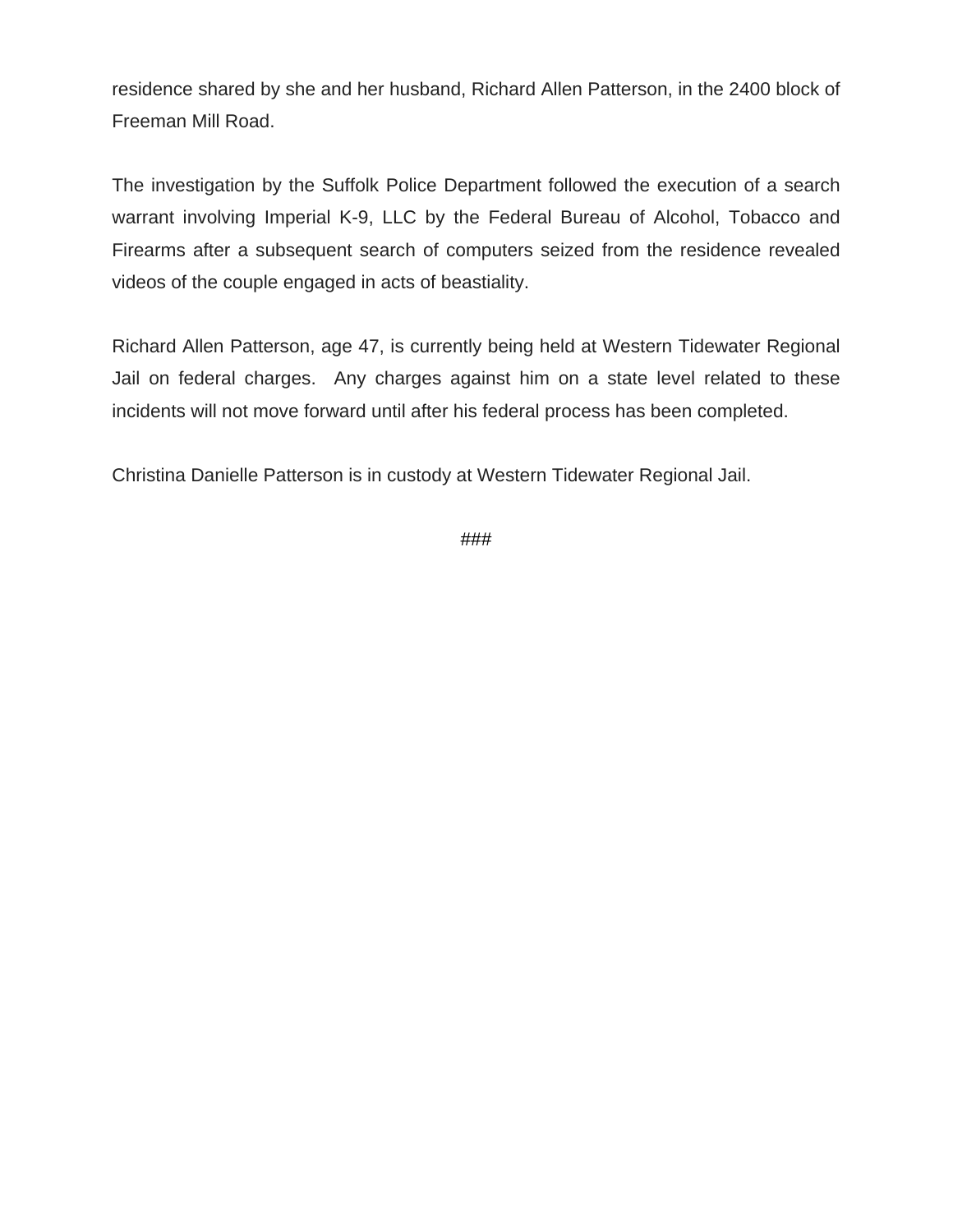residence shared by she and her husband, Richard Allen Patterson, in the 2400 block of Freeman Mill Road.

The investigation by the Suffolk Police Department followed the execution of a search warrant involving Imperial K-9, LLC by the Federal Bureau of Alcohol, Tobacco and Firearms after a subsequent search of computers seized from the residence revealed videos of the couple engaged in acts of beastiality.

Richard Allen Patterson, age 47, is currently being held at Western Tidewater Regional Jail on federal charges. Any charges against him on a state level related to these incidents will not move forward until after his federal process has been completed.

Christina Danielle Patterson is in custody at Western Tidewater Regional Jail.

###